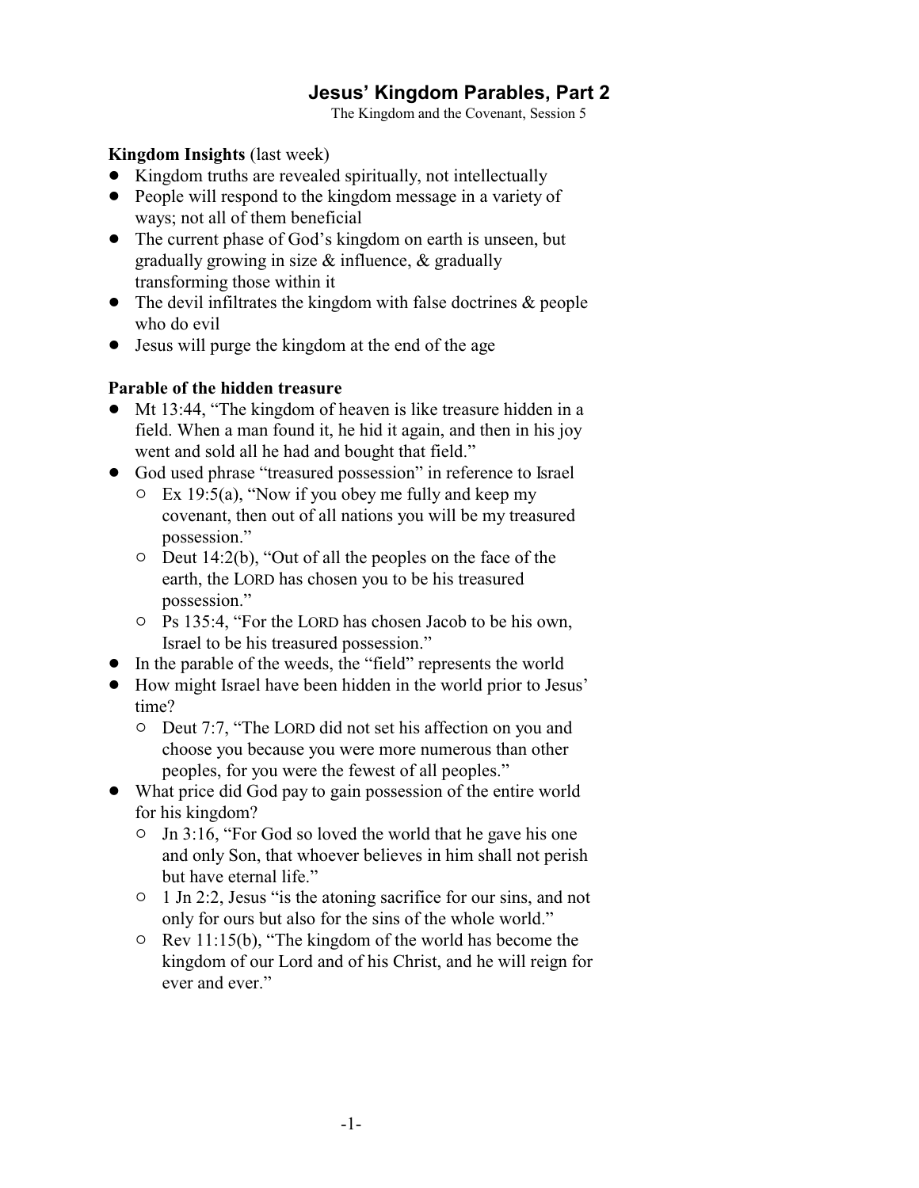# Jesus' Kingdom Parables, Part 2

The Kingdom and the Covenant, Session 5

**Kingdom Insights** (last week)

- Kingdom truths are revealed spiritually, not intellectually
- People will respond to the kingdom message in a variety of ways; not all of them beneficial
- The current phase of God's kingdom on earth is unseen, but gradually growing in size & influence, & gradually transforming those within it
- The devil infiltrates the kingdom with false doctrines & people who do evil
- Jesus will purge the kingdom at the end of the age

**Parable of the hidden treasure**

- Mt 13:44, "The kingdom of heaven is like treasure hidden in a field. When a man found it, he hid it again, and then in his joy went and sold all he had and bought that field."
- God used phrase "treasured possession" in reference to Israel
  - Ex 19:5(a), "Now if you obey me fully and keep my covenant, then out of all nations you will be my treasured possession."
  - Deut 14:2(b), "Out of all the peoples on the face of the earth, the LORD has chosen you to be his treasured possession."
  - Ps 135:4, "For the LORD has chosen Jacob to be his own, Israel to be his treasured possession."
- In the parable of the weeds, the "field" represents the world
- How might Israel have been hidden in the world prior to Jesus' time?
  - Deut 7:7, "The LORD did not set his affection on you and choose you because you were more numerous than other peoples, for you were the fewest of all peoples."
- What price did God pay to gain possession of the entire world for his kingdom?
  - Jn 3:16, "For God so loved the world that he gave his one and only Son, that whoever believes in him shall not perish but have eternal life."
  - 1 Jn 2:2, Jesus "is the atoning sacrifice for our sins, and not only for ours but also for the sins of the whole world."
  - Rev 11:15(b), "The kingdom of the world has become the kingdom of our Lord and of his Christ, and he will reign for ever and ever."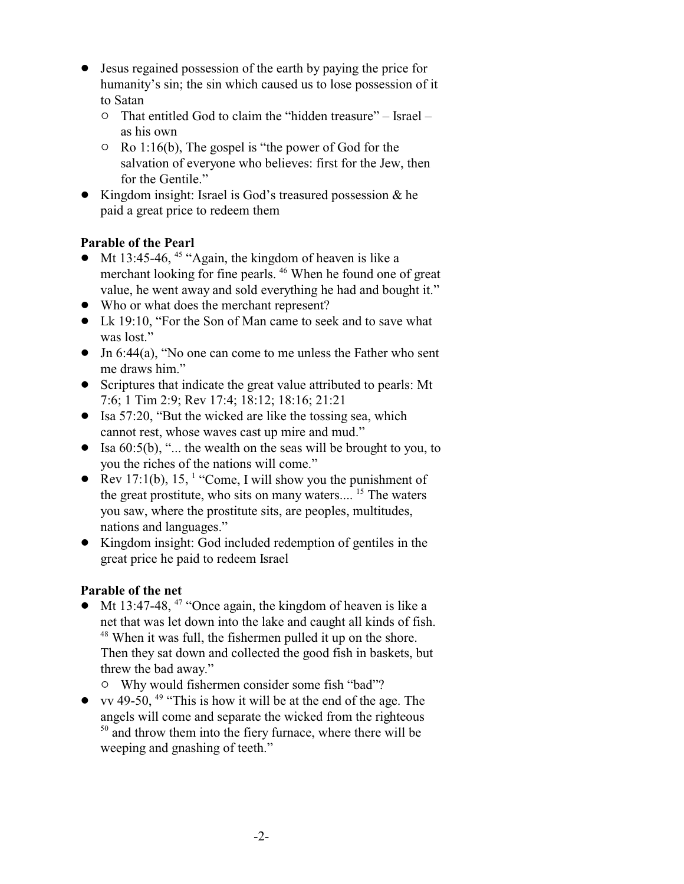- Jesus regained possession of the earth by paying the price for humanity's sin; the sin which caused us to lose possession of it to Satan
  - That entitled God to claim the "hidden treasure" – Israel – as his own
  - Ro 1:16(b), The gospel is "the power of God for the salvation of everyone who believes: first for the Jew, then for the Gentile."
- Kingdom insight: Israel is God's treasured possession & he paid a great price to redeem them

**Parable of the Pearl**

- Mt 13:45-46, [45] "Again, the kingdom of heaven is like a merchant looking for fine pearls. [46] When he found one of great value, he went away and sold everything he had and bought it."
- Who or what does the merchant represent?
- Lk 19:10, "For the Son of Man came to seek and to save what was lost."
- Jn 6:44(a), "No one can come to me unless the Father who sent me draws him."
- Scriptures that indicate the great value attributed to pearls: Mt 7:6; 1 Tim 2:9; Rev 17:4; 18:12; 18:16; 21:21
- Isa 57:20, "But the wicked are like the tossing sea, which cannot rest, whose waves cast up mire and mud."
- Isa 60:5(b), "... the wealth on the seas will be brought to you, to you the riches of the nations will come."
- Rev 17:1(b), 15, [1] "Come, I will show you the punishment of the great prostitute, who sits on many waters.... [15] The waters you saw, where the prostitute sits, are peoples, multitudes, nations and languages."
- Kingdom insight: God included redemption of gentiles in the great price he paid to redeem Israel

**Parable of the net**

- Mt 13:47-48, [47] "Once again, the kingdom of heaven is like a net that was let down into the lake and caught all kinds of fish. [48] When it was full, the fishermen pulled it up on the shore. Then they sat down and collected the good fish in baskets, but threw the bad away."
  - Why would fishermen consider some fish "bad"?
- vv 49-50, [49] "This is how it will be at the end of the age. The angels will come and separate the wicked from the righteous [50] and throw them into the fiery furnace, where there will be weeping and gnashing of teeth."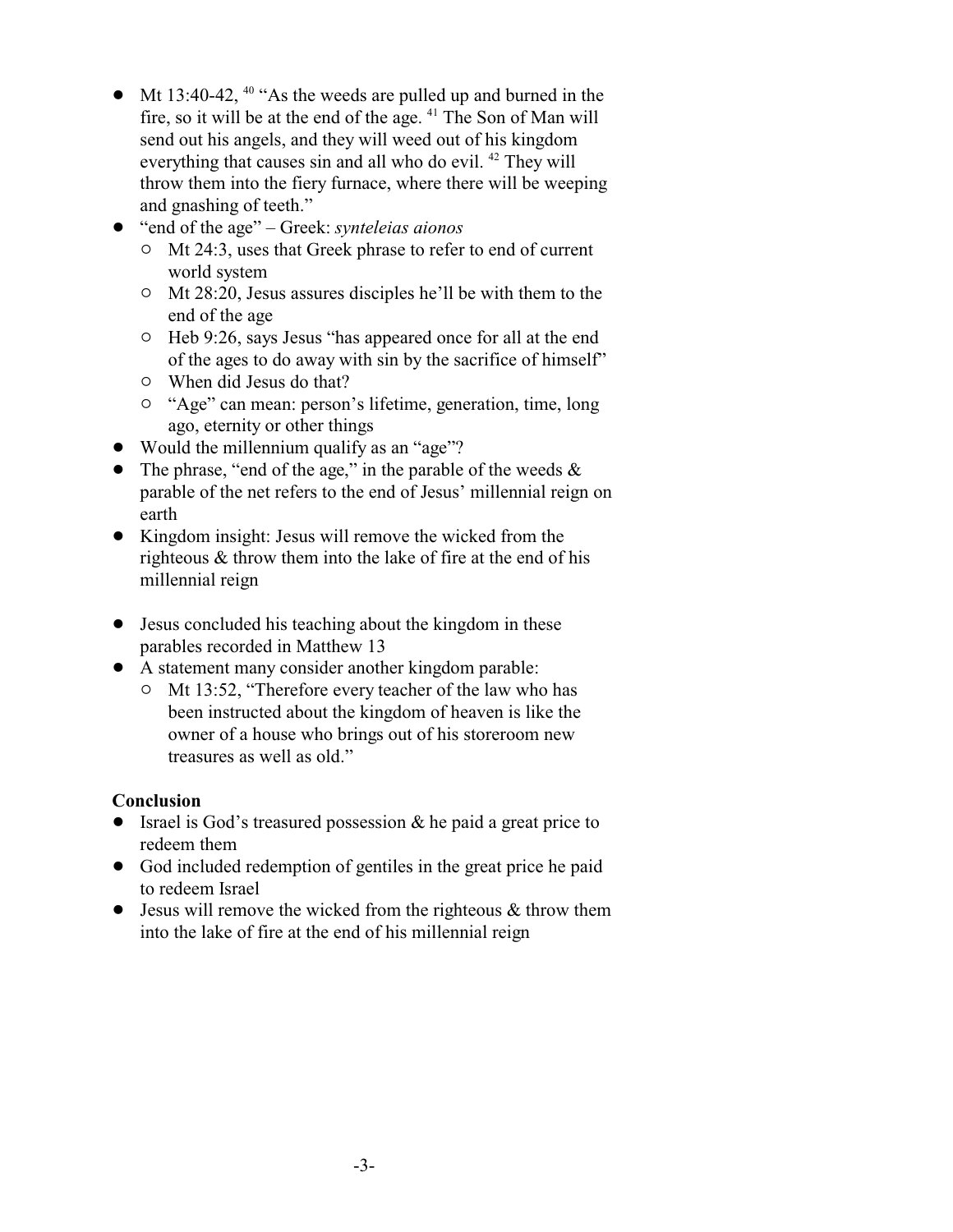- Mt 13:40-42, [40] "As the weeds are pulled up and burned in the fire, so it will be at the end of the age. [41] The Son of Man will send out his angels, and they will weed out of his kingdom everything that causes sin and all who do evil. [42] They will throw them into the fiery furnace, where there will be weeping and gnashing of teeth."
- "end of the age" – Greek: *synteleias aionos*
  - Mt 24:3, uses that Greek phrase to refer to end of current world system
  - Mt 28:20, Jesus assures disciples he'll be with them to the end of the age
  - Heb 9:26, says Jesus "has appeared once for all at the end of the ages to do away with sin by the sacrifice of himself"
  - When did Jesus do that?
  - "Age" can mean: person's lifetime, generation, time, long ago, eternity or other things
- Would the millennium qualify as an "age"?
- The phrase, "end of the age," in the parable of the weeds & parable of the net refers to the end of Jesus' millennial reign on earth
- Kingdom insight: Jesus will remove the wicked from the righteous & throw them into the lake of fire at the end of his millennial reign

- Jesus concluded his teaching about the kingdom in these parables recorded in Matthew 13
- A statement many consider another kingdom parable:
  - Mt 13:52, "Therefore every teacher of the law who has been instructed about the kingdom of heaven is like the owner of a house who brings out of his storeroom new treasures as well as old."

**Conclusion**

- Israel is God's treasured possession & he paid a great price to redeem them
- God included redemption of gentiles in the great price he paid to redeem Israel
- Jesus will remove the wicked from the righteous & throw them into the lake of fire at the end of his millennial reign